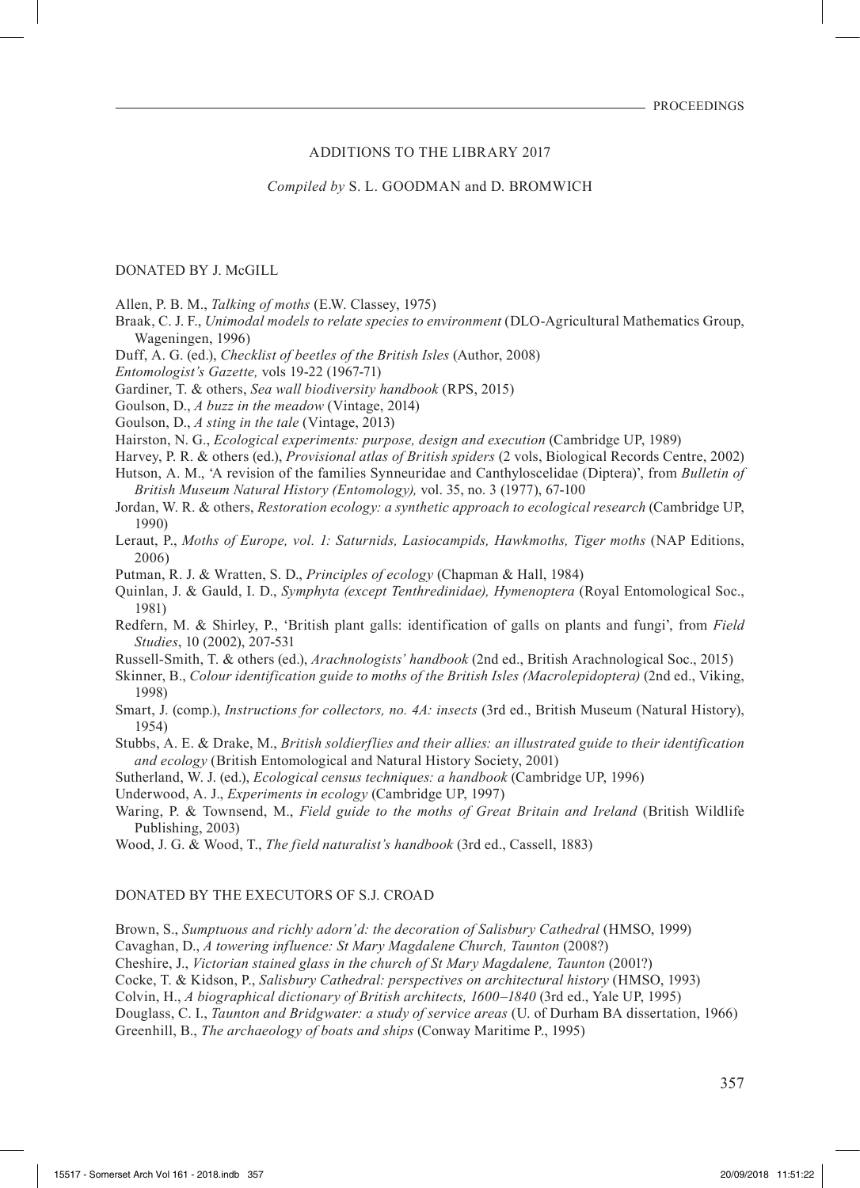# ADDITIONS TO THE LIBRARY 2017

*Compiled by* S. L. GOODMAN and D. BROMWICH

## DONATED BY J. McGILL

Allen, P. B. M., *Talking of moths* (E.W. Classey, 1975)

Braak, C. J. F., *Unimodal models to relate species to environment* (DLO-Agricultural Mathematics Group, Wageningen, 1996)

Duff, A. G. (ed.), *Checklist of beetles of the British Isles* (Author, 2008)

*Entomologist's Gazette,* vols 19-22 (1967-71)

Gardiner, T. & others, *Sea wall biodiversity handbook* (RPS, 2015)

Goulson, D., *A buzz in the meadow* (Vintage, 2014)

Goulson, D., *A sting in the tale* (Vintage, 2013)

Hairston, N. G., *Ecological experiments: purpose, design and execution* (Cambridge UP, 1989)

Harvey, P. R. & others (ed.), *Provisional atlas of British spiders* (2 vols, Biological Records Centre, 2002)

Hutson, A. M., 'A revision of the families Synneuridae and Canthyloscelidae (Diptera)', from *Bulletin of British Museum Natural History (Entomology),* vol. 35, no. 3 (1977), 67-100

Jordan, W. R. & others, *Restoration ecology: a synthetic approach to ecological research* (Cambridge UP, 1990)

Leraut, P., *Moths of Europe, vol. 1: Saturnids, Lasiocampids, Hawkmoths, Tiger moths* (NAP Editions, 2006)

Putman, R. J. & Wratten, S. D., *Principles of ecology* (Chapman & Hall, 1984)

Quinlan, J. & Gauld, I. D., *Symphyta (except Tenthredinidae), Hymenoptera* (Royal Entomological Soc., 1981)

Redfern, M. & Shirley, P., 'British plant galls: identification of galls on plants and fungi', from *Field Studies*, 10 (2002), 207-531

Russell-Smith, T. & others (ed.), *Arachnologists' handbook* (2nd ed., British Arachnological Soc., 2015)

Skinner, B., *Colour identification guide to moths of the British Isles (Macrolepidoptera)* (2nd ed., Viking, 1998)

Smart, J. (comp.), *Instructions for collectors, no. 4A: insects* (3rd ed., British Museum (Natural History), 1954)

Stubbs, A. E. & Drake, M., *British soldierflies and their allies: an illustrated guide to their identification and ecology* (British Entomological and Natural History Society, 2001)

Sutherland, W. J. (ed.), *Ecological census techniques: a handbook* (Cambridge UP, 1996)

Underwood, A. J., *Experiments in ecology* (Cambridge UP, 1997)

Waring, P. & Townsend, M., *Field guide to the moths of Great Britain and Ireland* (British Wildlife Publishing, 2003)

Wood, J. G. & Wood, T., *The field naturalist's handbook* (3rd ed., Cassell, 1883)

## DONATED BY THE EXECUTORS OF S.J. CROAD

Brown, S., *Sumptuous and richly adorn'd: the decoration of Salisbury Cathedral* (HMSO, 1999)

Cavaghan, D., *A towering influence: St Mary Magdalene Church, Taunton* (2008?)

Cheshire, J., *Victorian stained glass in the church of St Mary Magdalene, Taunton* (2001?)

Cocke, T. & Kidson, P., *Salisbury Cathedral: perspectives on architectural history* (HMSO, 1993)

Colvin, H., *A biographical dictionary of British architects, 1600–1840* (3rd ed., Yale UP, 1995)

Douglass, C. I., *Taunton and Bridgwater: a study of service areas* (U. of Durham BA dissertation, 1966)

Greenhill, B., *The archaeology of boats and ships* (Conway Maritime P., 1995)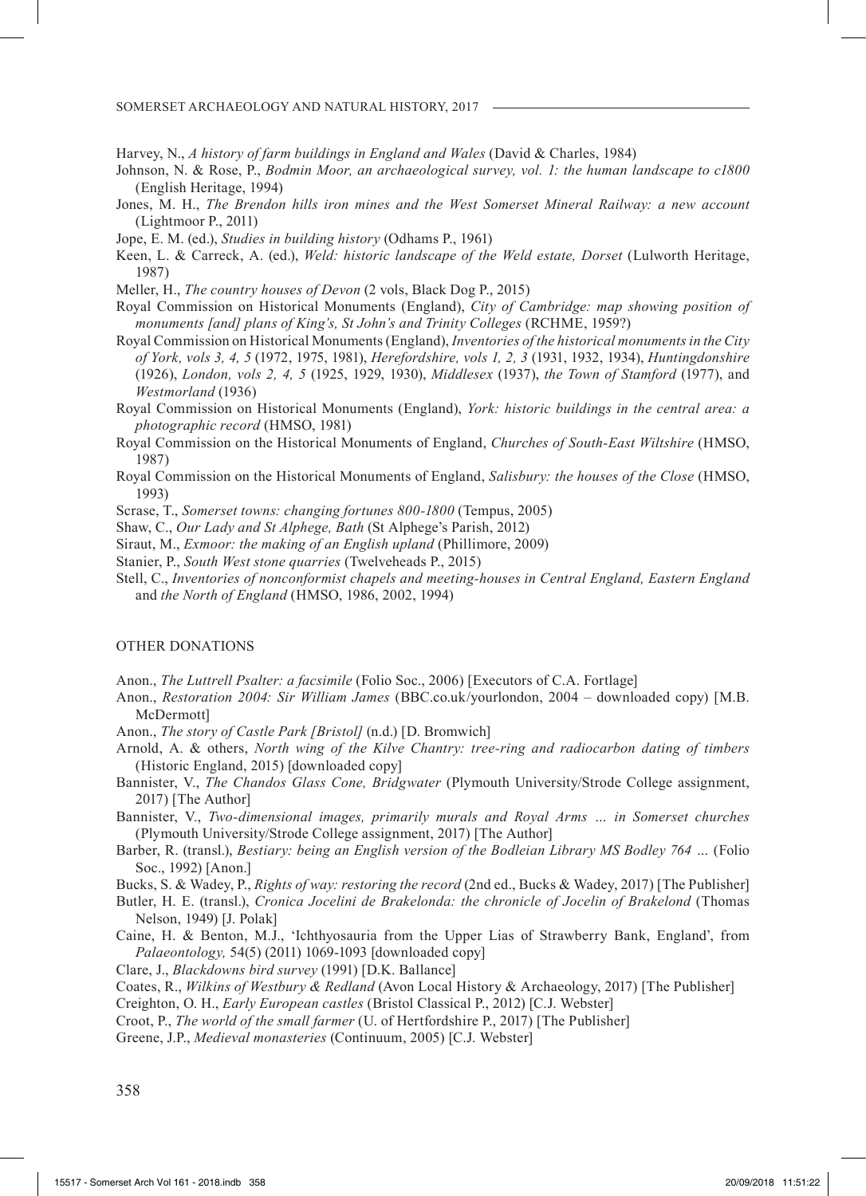Harvey, N., *A history of farm buildings in England and Wales* (David & Charles, 1984)

Johnson, N. & Rose, P., *Bodmin Moor, an archaeological survey, vol. 1: the human landscape to c1800* (English Heritage, 1994)

Jones, M. H., *The Brendon hills iron mines and the West Somerset Mineral Railway: a new account* (Lightmoor P., 2011)

Jope, E. M. (ed.), *Studies in building history* (Odhams P., 1961)

Keen, L. & Carreck, A. (ed.), *Weld: historic landscape of the Weld estate, Dorset* (Lulworth Heritage, 1987)

Meller, H., *The country houses of Devon* (2 vols, Black Dog P., 2015)

Royal Commission on Historical Monuments (England), *City of Cambridge: map showing position of monuments [and] plans of King's, St John's and Trinity Colleges* (RCHME, 1959?)

Royal Commission on Historical Monuments (England), *Inventories of the historical monuments in the City of York, vols 3, 4, 5* (1972, 1975, 1981), *Herefordshire, vols 1, 2, 3* (1931, 1932, 1934), *Huntingdonshire* (1926), *London, vols 2, 4, 5* (1925, 1929, 1930), *Middlesex* (1937), *the Town of Stamford* (1977), and *Westmorland* (1936)

Royal Commission on Historical Monuments (England), *York: historic buildings in the central area: a photographic record* (HMSO, 1981)

Royal Commission on the Historical Monuments of England, *Churches of South-East Wiltshire* (HMSO, 1987)

Royal Commission on the Historical Monuments of England, *Salisbury: the houses of the Close* (HMSO, 1993)

Scrase, T., *Somerset towns: changing fortunes 800-1800* (Tempus, 2005)

Shaw, C., *Our Lady and St Alphege, Bath* (St Alphege's Parish, 2012)

Siraut, M., *Exmoor: the making of an English upland* (Phillimore, 2009)

Stanier, P., *South West stone quarries* (Twelveheads P., 2015)

Stell, C., *Inventories of nonconformist chapels and meeting-houses in Central England, Eastern England* and *the North of England* (HMSO, 1986, 2002, 1994)

## OTHER DONATIONS

Anon., *The Luttrell Psalter: a facsimile* (Folio Soc., 2006) [Executors of C.A. Fortlage]

Anon., *Restoration 2004: Sir William James* (BBC.co.uk/yourlondon, 2004 – downloaded copy) [M.B. McDermott]

Anon., *The story of Castle Park [Bristol]* (n.d.) [D. Bromwich]

Arnold, A. & others, *North wing of the Kilve Chantry: tree-ring and radiocarbon dating of timbers* (Historic England, 2015) [downloaded copy]

Bannister, V., *The Chandos Glass Cone, Bridgwater* (Plymouth University/Strode College assignment, 2017) [The Author]

Bannister, V., *Two-dimensional images, primarily murals and Royal Arms … in Somerset churches* (Plymouth University/Strode College assignment, 2017) [The Author]

Barber, R. (transl.), *Bestiary: being an English version of the Bodleian Library MS Bodley 764 …* (Folio Soc., 1992) [Anon.]

Bucks, S. & Wadey, P., *Rights of way: restoring the record* (2nd ed., Bucks & Wadey, 2017) [The Publisher]

Butler, H. E. (transl.), *Cronica Jocelini de Brakelonda: the chronicle of Jocelin of Brakelond* (Thomas Nelson, 1949) [J. Polak]

Caine, H. & Benton, M.J., 'Ichthyosauria from the Upper Lias of Strawberry Bank, England', from *Palaeontology,* 54(5) (2011) 1069-1093 [downloaded copy]

Clare, J., *Blackdowns bird survey* (1991) [D.K. Ballance]

Coates, R., *Wilkins of Westbury & Redland* (Avon Local History & Archaeology, 2017) [The Publisher]

Creighton, O. H., *Early European castles* (Bristol Classical P., 2012) [C.J. Webster]

Croot, P., *The world of the small farmer* (U. of Hertfordshire P., 2017) [The Publisher]

Greene, J.P., *Medieval monasteries* (Continuum, 2005) [C.J. Webster]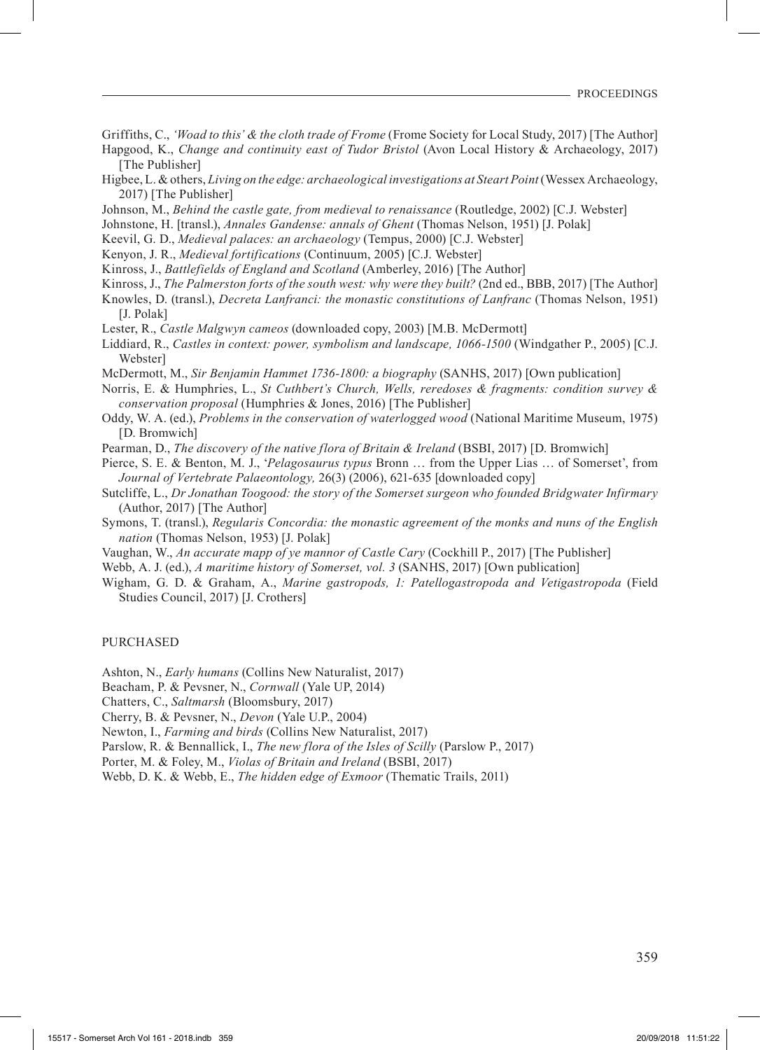Griffiths, C., *'Woad to this' & the cloth trade of Frome* (Frome Society for Local Study, 2017) [The Author]

Hapgood, K., *Change and continuity east of Tudor Bristol* (Avon Local History & Archaeology, 2017) [The Publisher]

Higbee, L. & others, *Living on the edge: archaeological investigations at Steart Point* (Wessex Archaeology, 2017) [The Publisher]

Johnson, M., *Behind the castle gate, from medieval to renaissance* (Routledge, 2002) [C.J. Webster]

Johnstone, H. [transl.), *Annales Gandense: annals of Ghent* (Thomas Nelson, 1951) [J. Polak]

Keevil, G. D., *Medieval palaces: an archaeology* (Tempus, 2000) [C.J. Webster]

Kenyon, J. R., *Medieval fortifications* (Continuum, 2005) [C.J. Webster]

Kinross, J., *Battlefields of England and Scotland* (Amberley, 2016) [The Author]

Kinross, J., *The Palmerston forts of the south west: why were they built?* (2nd ed., BBB, 2017) [The Author]

Knowles, D. (transl.), *Decreta Lanfranci: the monastic constitutions of Lanfranc* (Thomas Nelson, 1951) [J. Polak]

Lester, R., *Castle Malgwyn cameos* (downloaded copy, 2003) [M.B. McDermott]

Liddiard, R., *Castles in context: power, symbolism and landscape, 1066-1500* (Windgather P., 2005) [C.J. Webster]

McDermott, M., *Sir Benjamin Hammet 1736-1800: a biography* (SANHS, 2017) [Own publication]

Norris, E. & Humphries, L., *St Cuthbert's Church, Wells, reredoses & fragments: condition survey & conservation proposal* (Humphries & Jones, 2016) [The Publisher]

Oddy, W. A. (ed.), *Problems in the conservation of waterlogged wood* (National Maritime Museum, 1975) [D. Bromwich]

Pearman, D., *The discovery of the native flora of Britain & Ireland* (BSBI, 2017) [D. Bromwich]

Pierce, S. E. & Benton, M. J., '*Pelagosaurus typus* Bronn … from the Upper Lias … of Somerset', from *Journal of Vertebrate Palaeontology,* 26(3) (2006), 621-635 [downloaded copy]

Sutcliffe, L., *Dr Jonathan Toogood: the story of the Somerset surgeon who founded Bridgwater Infirmary* (Author, 2017) [The Author]

Symons, T. (transl.), *Regularis Concordia: the monastic agreement of the monks and nuns of the English nation* (Thomas Nelson, 1953) [J. Polak]

Vaughan, W., *An accurate mapp of ye mannor of Castle Cary* (Cockhill P., 2017) [The Publisher]

Webb, A. J. (ed.), *A maritime history of Somerset, vol. 3* (SANHS, 2017) [Own publication]

Wigham, G. D. & Graham, A., *Marine gastropods, 1: Patellogastropoda and Vetigastropoda* (Field Studies Council, 2017) [J. Crothers]

## PURCHASED

Ashton, N., *Early humans* (Collins New Naturalist, 2017)

Beacham, P. & Pevsner, N., *Cornwall* (Yale UP, 2014)

Chatters, C., *Saltmarsh* (Bloomsbury, 2017)

Cherry, B. & Pevsner, N., *Devon* (Yale U.P., 2004)

Newton, I., *Farming and birds* (Collins New Naturalist, 2017)

Parslow, R. & Bennallick, I., *The new flora of the Isles of Scilly* (Parslow P., 2017)

Porter, M. & Foley, M., *Violas of Britain and Ireland* (BSBI, 2017)

Webb, D. K. & Webb, E., *The hidden edge of Exmoor* (Thematic Trails, 2011)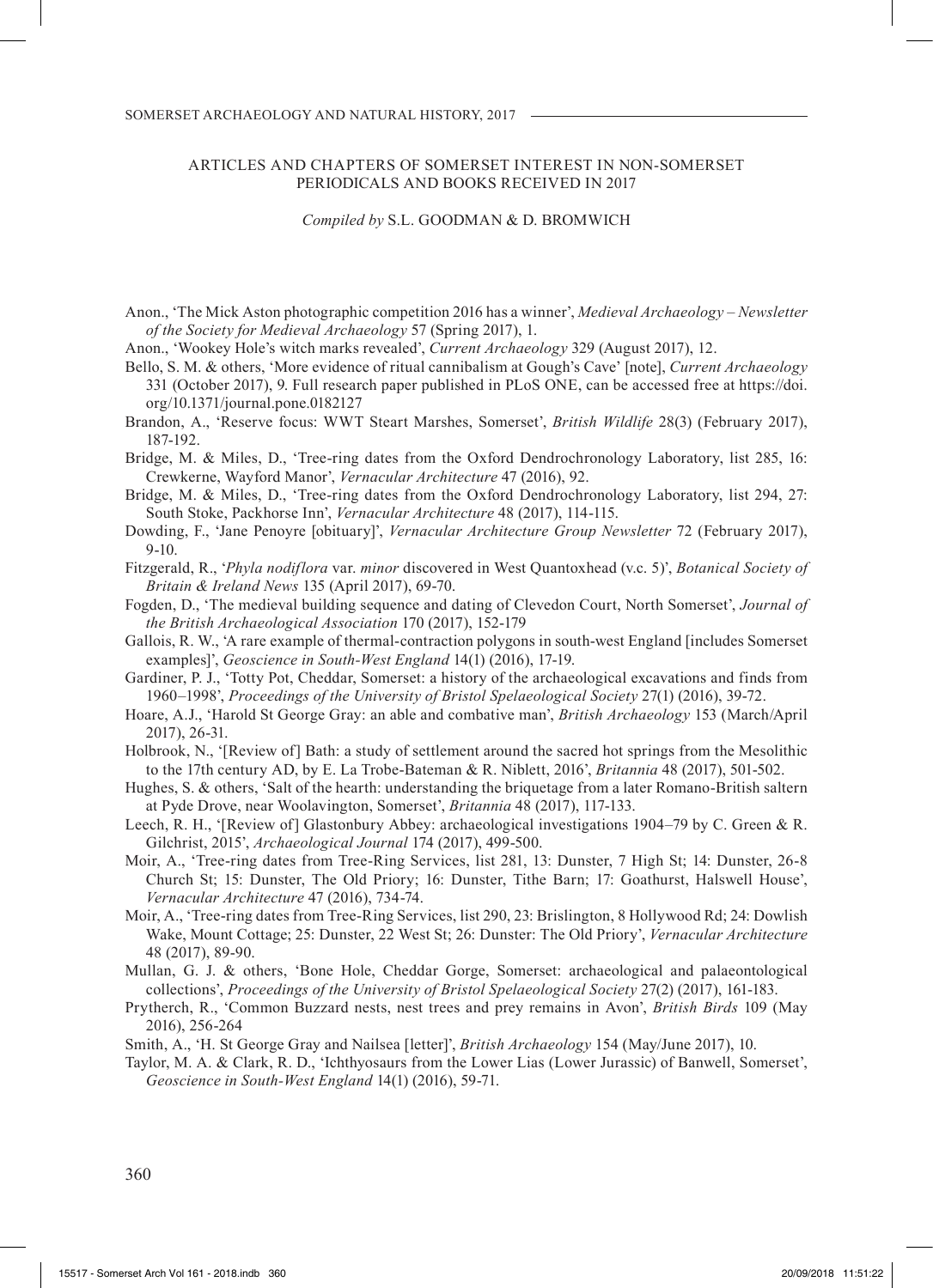## ARTICLES AND CHAPTERS OF SOMERSET INTEREST IN NON-SOMERSET PERIODICALS AND BOOKS RECEIVED IN 2017

*Compiled by* S.L. GOODMAN & D. BROMWICH

Anon., 'The Mick Aston photographic competition 2016 has a winner', *Medieval Archaeology – Newsletter of the Society for Medieval Archaeology* 57 (Spring 2017), 1.

Anon., 'Wookey Hole's witch marks revealed', *Current Archaeology* 329 (August 2017), 12.

Bello, S. M. & others, 'More evidence of ritual cannibalism at Gough's Cave' [note], *Current Archaeology* 331 (October 2017), 9. Full research paper published in PLoS ONE, can be accessed free at https://doi.org/10.1371/journal.pone.0182127

Brandon, A., 'Reserve focus: WWT Steart Marshes, Somerset', *British Wildlife* 28(3) (February 2017), 187-192.

Bridge, M. & Miles, D., 'Tree-ring dates from the Oxford Dendrochronology Laboratory, list 285, 16: Crewkerne, Wayford Manor', *Vernacular Architecture* 47 (2016), 92.

Bridge, M. & Miles, D., 'Tree-ring dates from the Oxford Dendrochronology Laboratory, list 294, 27: South Stoke, Packhorse Inn', *Vernacular Architecture* 48 (2017), 114-115.

Dowding, F., 'Jane Penoyre [obituary]', *Vernacular Architecture Group Newsletter* 72 (February 2017), 9-10.

Fitzgerald, R., '*Phyla nodiflora* var. *minor* discovered in West Quantoxhead (v.c. 5)', *Botanical Society of Britain & Ireland News* 135 (April 2017), 69-70.

Fogden, D., 'The medieval building sequence and dating of Clevedon Court, North Somerset', *Journal of the British Archaeological Association* 170 (2017), 152-179

Gallois, R. W., 'A rare example of thermal-contraction polygons in south-west England [includes Somerset examples]', *Geoscience in South-West England* 14(1) (2016), 17-19.

Gardiner, P. J., 'Totty Pot, Cheddar, Somerset: a history of the archaeological excavations and finds from 1960–1998', *Proceedings of the University of Bristol Spelaeological Society* 27(1) (2016), 39-72.

Hoare, A.J., 'Harold St George Gray: an able and combative man', *British Archaeology* 153 (March/April 2017), 26-31.

Holbrook, N., '[Review of] Bath: a study of settlement around the sacred hot springs from the Mesolithic to the 17th century AD, by E. La Trobe-Bateman & R. Niblett, 2016', *Britannia* 48 (2017), 501-502.

Hughes, S. & others, 'Salt of the hearth: understanding the briquetage from a later Romano-British saltern at Pyde Drove, near Woolavington, Somerset', *Britannia* 48 (2017), 117-133.

Leech, R. H., '[Review of] Glastonbury Abbey: archaeological investigations 1904–79 by C. Green & R. Gilchrist, 2015', *Archaeological Journal* 174 (2017), 499-500.

Moir, A., 'Tree-ring dates from Tree-Ring Services, list 281, 13: Dunster, 7 High St; 14: Dunster, 26-8 Church St; 15: Dunster, The Old Priory; 16: Dunster, Tithe Barn; 17: Goathurst, Halswell House', *Vernacular Architecture* 47 (2016), 734-74.

Moir, A., 'Tree-ring dates from Tree-Ring Services, list 290, 23: Brislington, 8 Hollywood Rd; 24: Dowlish Wake, Mount Cottage; 25: Dunster, 22 West St; 26: Dunster: The Old Priory', *Vernacular Architecture* 48 (2017), 89-90.

Mullan, G. J. & others, 'Bone Hole, Cheddar Gorge, Somerset: archaeological and palaeontological collections', *Proceedings of the University of Bristol Spelaeological Society* 27(2) (2017), 161-183.

Prytherch, R., 'Common Buzzard nests, nest trees and prey remains in Avon', *British Birds* 109 (May 2016), 256-264

Smith, A., 'H. St George Gray and Nailsea [letter]', *British Archaeology* 154 (May/June 2017), 10.

Taylor, M. A. & Clark, R. D., 'Ichthyosaurs from the Lower Lias (Lower Jurassic) of Banwell, Somerset', *Geoscience in South-West England* 14(1) (2016), 59-71.